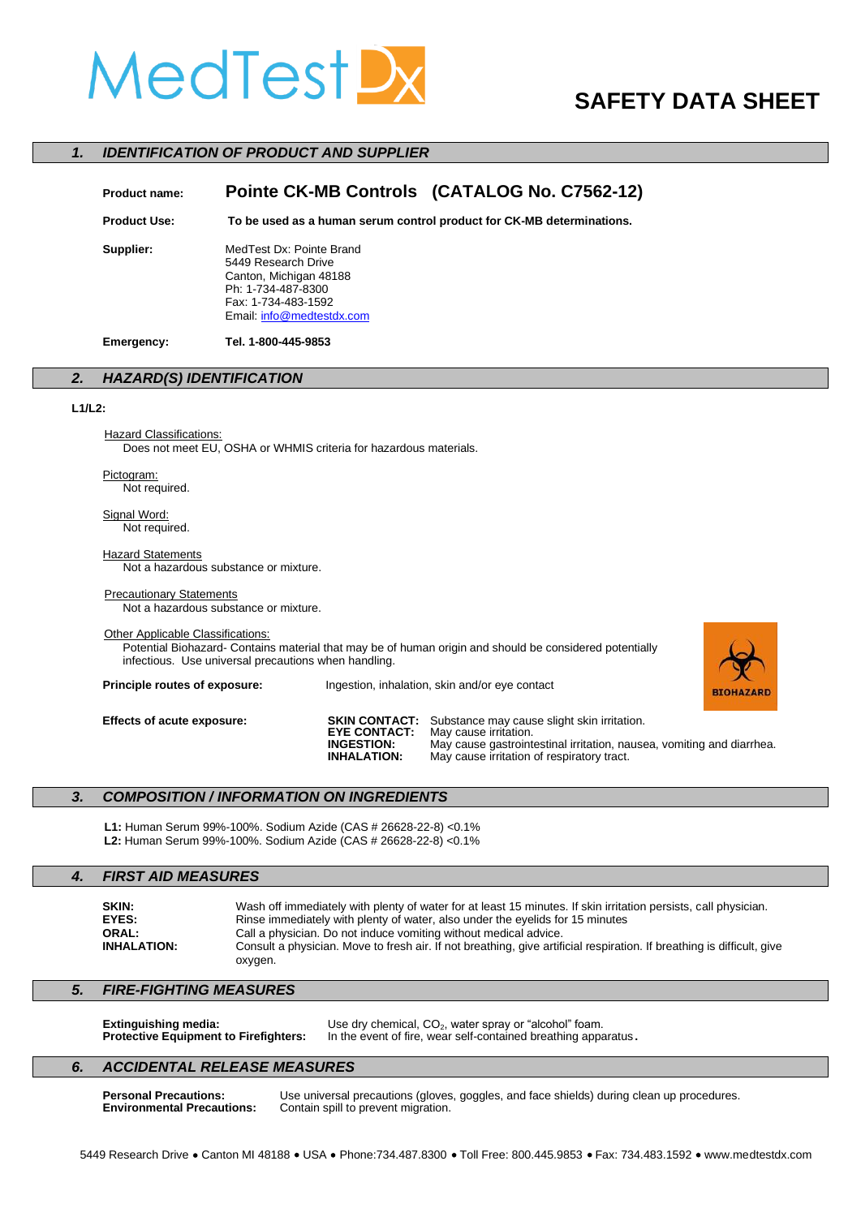# MedTest Dx

# SAFETY DATA SHEET

## 1. IDENTIFICATION OF PRODUCT AND SUPPLIER

**Product name:** **Pointe CK-MB Controls (CATALOG No. C7562-12)**

**Product Use:** **To be used as a human serum control product for CK-MB determinations.**

**Supplier:**
MedTest Dx: Pointe Brand
5449 Research Drive
Canton, Michigan 48188
Ph: 1-734-487-8300
Fax: 1-734-483-1592
Email: info@medtestdx.com

**Emergency:** **Tel. 1-800-445-9853**

## 2. HAZARD(S) IDENTIFICATION

**L1/L2:**

Hazard Classifications:
Does not meet EU, OSHA or WHMIS criteria for hazardous materials.

Pictogram:
Not required.

Signal Word:
Not required.

Hazard Statements
Not a hazardous substance or mixture.

Precautionary Statements
Not a hazardous substance or mixture.

Other Applicable Classifications:
Potential Biohazard- Contains material that may be of human origin and should be considered potentially infectious. Use universal precautions when handling.

BIOHAZARD

**Principle routes of exposure:** Ingestion, inhalation, skin and/or eye contact

**Effects of acute exposure:**

**SKIN CONTACT:** Substance may cause slight skin irritation.
**EYE CONTACT:** May cause irritation.
**INGESTION:** May cause gastrointestinal irritation, nausea, vomiting and diarrhea.
**INHALATION:** May cause irritation of respiratory tract.

## 3. COMPOSITION / INFORMATION ON INGREDIENTS

**L1:** Human Serum 99%-100%. Sodium Azide (CAS # 26628-22-8) <0.1%
**L2:** Human Serum 99%-100%. Sodium Azide (CAS # 26628-22-8) <0.1%

## 4. FIRST AID MEASURES

**SKIN:** Wash off immediately with plenty of water for at least 15 minutes. If skin irritation persists, call physician.
**EYES:** Rinse immediately with plenty of water, also under the eyelids for 15 minutes
**ORAL:** Call a physician. Do not induce vomiting without medical advice.
**INHALATION:** Consult a physician. Move to fresh air. If not breathing, give artificial respiration. If breathing is difficult, give oxygen.

## 5. FIRE-FIGHTING MEASURES

**Extinguishing media:** Use dry chemical, $CO_2$, water spray or "alcohol" foam.
**Protective Equipment to Firefighters:** In the event of fire, wear self-contained breathing apparatus.

## 6. ACCIDENTAL RELEASE MEASURES

**Personal Precautions:** Use universal precautions (gloves, goggles, and face shields) during clean up procedures.
**Environmental Precautions:** Contain spill to prevent migration.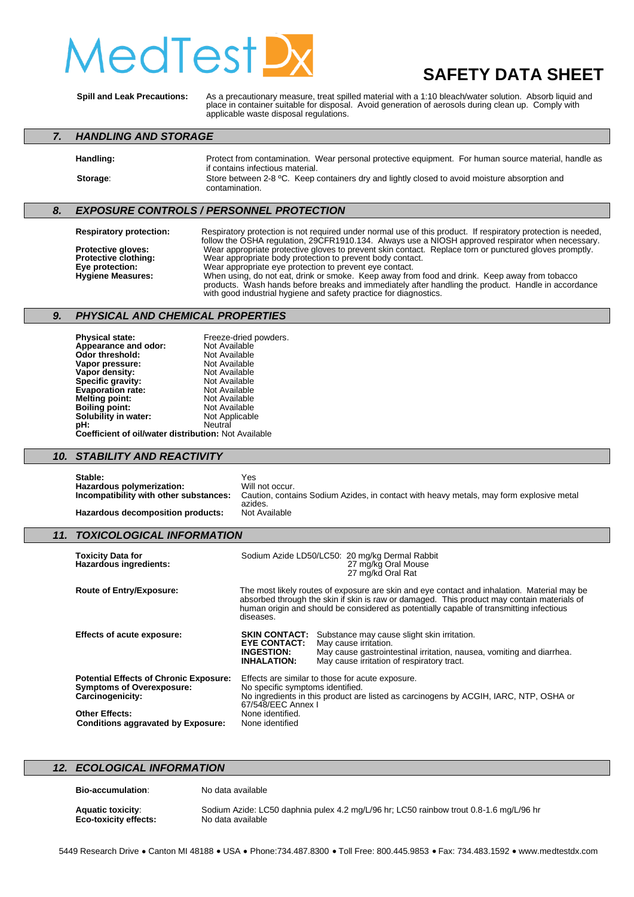**Spill and Leak Precautions:** As a precautionary measure, treat spilled material with a 1:10 bleach/water solution. Absorb liquid and place in container suitable for disposal. Avoid generation of aerosols during clean up. Comply with applicable waste disposal regulations.

## 7. HANDLING AND STORAGE

**Handling:** Protect from contamination. Wear personal protective equipment. For human source material, handle as if contains infectious material.

**Storage:** Store between 2-8 ºC. Keep containers dry and lightly closed to avoid moisture absorption and contamination.

## 8. EXPOSURE CONTROLS / PERSONNEL PROTECTION

**Respiratory protection:** Respiratory protection is not required under normal use of this product. If respiratory protection is needed, follow the OSHA regulation, 29CFR1910.134. Always use a NIOSH approved respirator when necessary.

**Protective gloves:** Wear appropriate protective gloves to prevent skin contact. Replace torn or punctured gloves promptly.

**Protective clothing:** Wear appropriate body protection to prevent body contact.

**Eye protection:** Wear appropriate eye protection to prevent eye contact.

**Hygiene Measures:** When using, do not eat, drink or smoke. Keep away from food and drink. Keep away from tobacco products. Wash hands before breaks and immediately after handling the product. Handle in accordance with good industrial hygiene and safety practice for diagnostics.

## 9. PHYSICAL AND CHEMICAL PROPERTIES

**Physical state:** Freeze-dried powders.
**Appearance and odor:** Not Available
**Odor threshold:** Not Available
**Vapor pressure:** Not Available
**Vapor density:** Not Available
**Specific gravity:** Not Available
**Evaporation rate:** Not Available
**Melting point:** Not Available
**Boiling point:** Not Available
**Solubility in water:** Not Applicable
**pH:** Neutral
**Coefficient of oil/water distribution:** Not Available

## 10. STABILITY AND REACTIVITY

**Stable:** Yes
**Hazardous polymerization:** Will not occur.
**Incompatibility with other substances:** Caution, contains Sodium Azides, in contact with heavy metals, may form explosive metal azides.
**Hazardous decomposition products:** Not Available

## 11. TOXICOLOGICAL INFORMATION

**Toxicity Data for Hazardous ingredients:** Sodium Azide LD50/LC50: 20 mg/kg Dermal Rabbit
27 mg/kg Oral Mouse
27 mg/kd Oral Rat

**Route of Entry/Exposure:** The most likely routes of exposure are skin and eye contact and inhalation. Material may be absorbed through the skin if skin is raw or damaged. This product may contain materials of human origin and should be considered as potentially capable of transmitting infectious diseases.

**Effects of acute exposure:**
- **SKIN CONTACT:** Substance may cause slight skin irritation.
- **EYE CONTACT:** May cause irritation.
- **INGESTION:** May cause gastrointestinal irritation, nausea, vomiting and diarrhea.
- **INHALATION:** May cause irritation of respiratory tract.

**Potential Effects of Chronic Exposure:** Effects are similar to those for acute exposure.
**Symptoms of Overexposure:** No specific symptoms identified.
**Carcinogenicity:** No ingredients in this product are listed as carcinogens by ACGIH, IARC, NTP, OSHA or 67/548/EEC Annex I
**Other Effects:** None identified.
**Conditions aggravated by Exposure:** None identified

## 12. ECOLOGICAL INFORMATION

**Bio-accumulation:** No data available

**Aquatic toxicity:** Sodium Azide: LC50 daphnia pulex 4.2 mg/L/96 hr; LC50 rainbow trout 0.8-1.6 mg/L/96 hr
**Eco-toxicity effects:** No data available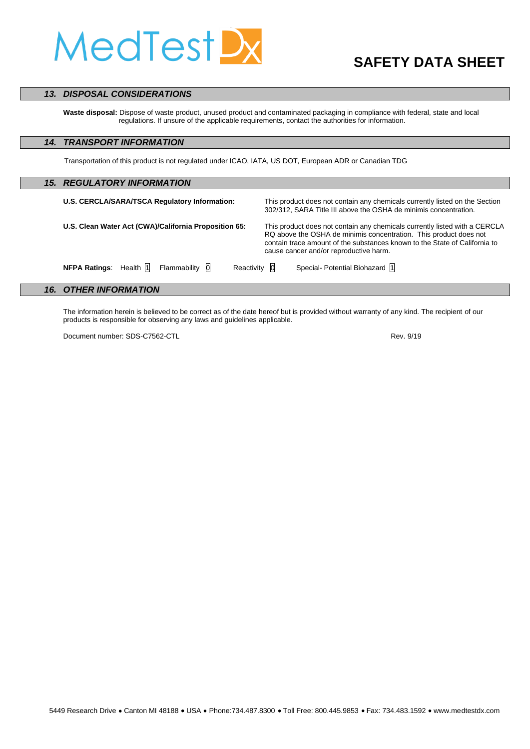## 13. DISPOSAL CONSIDERATIONS

**Waste disposal:** Dispose of waste product, unused product and contaminated packaging in compliance with federal, state and local regulations. If unsure of the applicable requirements, contact the authorities for information.

## 14. TRANSPORT INFORMATION

Transportation of this product is not regulated under ICAO, IATA, US DOT, European ADR or Canadian TDG

## 15. REGULATORY INFORMATION

**U.S. CERCLA/SARA/TSCA Regulatory Information:** This product does not contain any chemicals currently listed on the Section 302/312, SARA Title III above the OSHA de minimis concentration.

**U.S. Clean Water Act (CWA)/California Proposition 65:** This product does not contain any chemicals currently listed with a CERCLA RQ above the OSHA de minimis concentration. This product does not contain trace amount of the substances known to the State of California to cause cancer and/or reproductive harm.

**NFPA Ratings**: Health 1 Flammability 0 Reactivity 0 Special- Potential Biohazard 1

## 16. OTHER INFORMATION

The information herein is believed to be correct as of the date hereof but is provided without warranty of any kind. The recipient of our products is responsible for observing any laws and guidelines applicable.

Document number: SDS-C7562-CTL

Rev. 9/19